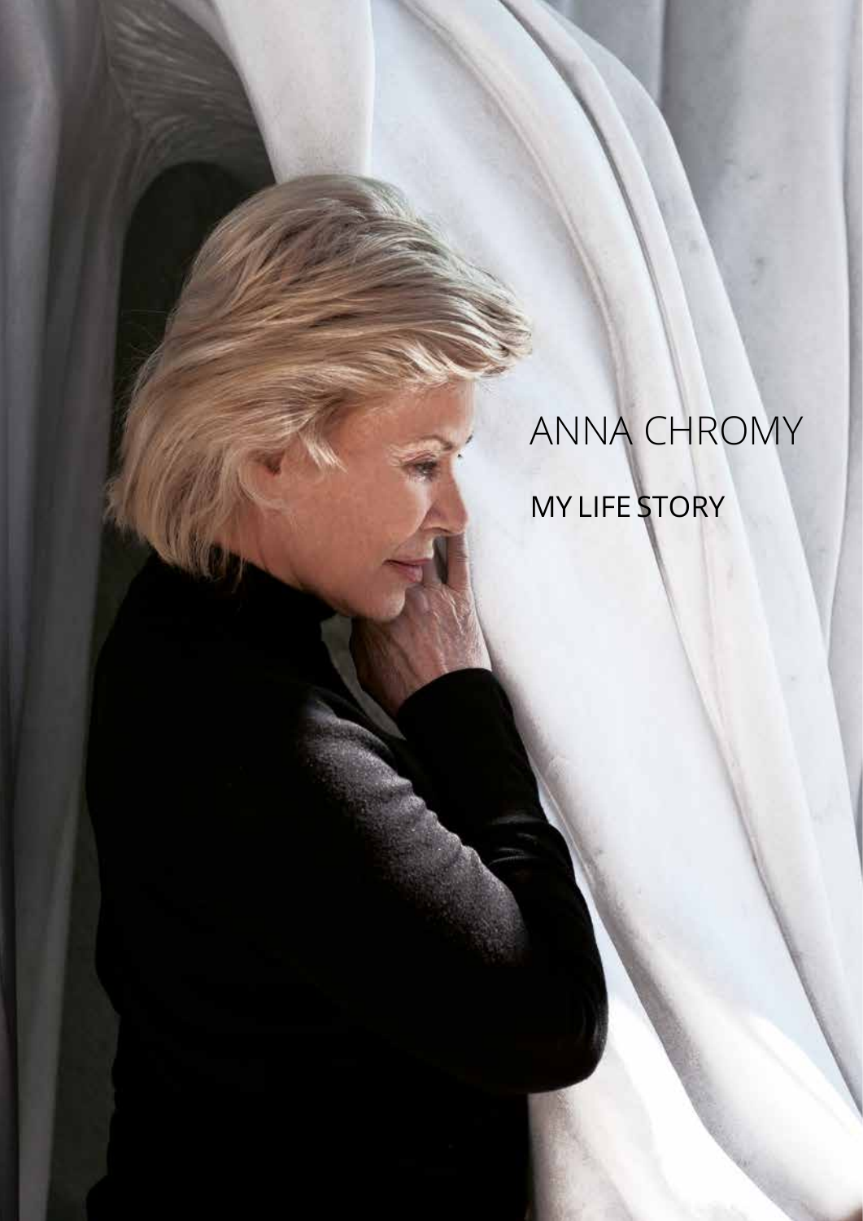# ANNA CHROMY

## MY LIFE STORY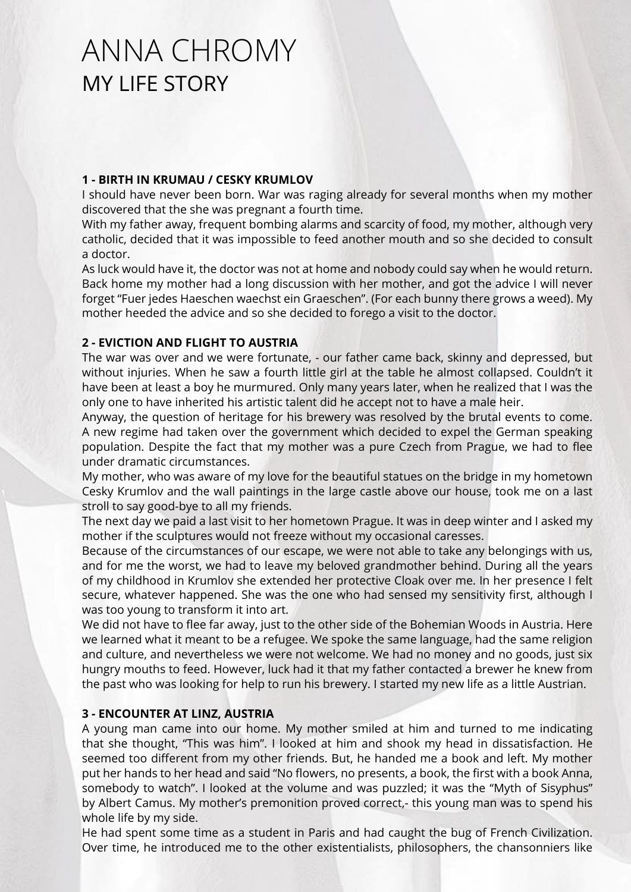# ANNA CHROMY

## MY LIFE STORY

**1 - BIRTH IN KRUMAU / CESKY KRUMLOV**

I should have never been born. War was raging already for several months when my mother discovered that the she was pregnant a fourth time.

With my father away, frequent bombing alarms and scarcity of food, my mother, although very catholic, decided that it was impossible to feed another mouth and so she decided to consult a doctor.

As luck would have it, the doctor was not at home and nobody could say when he would return. Back home my mother had a long discussion with her mother, and got the advice I will never forget "Fuer jedes Haeschen waechst ein Graeschen". (For each bunny there grows a weed). My mother heeded the advice and so she decided to forego a visit to the doctor.

**2 - EVICTION AND FLIGHT TO AUSTRIA**

The war was over and we were fortunate, - our father came back, skinny and depressed, but without injuries. When he saw a fourth little girl at the table he almost collapsed. Couldn't it have been at least a boy he murmured. Only many years later, when he realized that I was the only one to have inherited his artistic talent did he accept not to have a male heir.

Anyway, the question of heritage for his brewery was resolved by the brutal events to come. A new regime had taken over the government which decided to expel the German speaking population. Despite the fact that my mother was a pure Czech from Prague, we had to flee under dramatic circumstances.

My mother, who was aware of my love for the beautiful statues on the bridge in my hometown Cesky Krumlov and the wall paintings in the large castle above our house, took me on a last stroll to say good-bye to all my friends.

The next day we paid a last visit to her hometown Prague. It was in deep winter and I asked my mother if the sculptures would not freeze without my occasional caresses.

Because of the circumstances of our escape, we were not able to take any belongings with us, and for me the worst, we had to leave my beloved grandmother behind. During all the years of my childhood in Krumlov she extended her protective Cloak over me. In her presence I felt secure, whatever happened. She was the one who had sensed my sensitivity first, although I was too young to transform it into art.

We did not have to flee far away, just to the other side of the Bohemian Woods in Austria. Here we learned what it meant to be a refugee. We spoke the same language, had the same religion and culture, and nevertheless we were not welcome. We had no money and no goods, just six hungry mouths to feed. However, luck had it that my father contacted a brewer he knew from the past who was looking for help to run his brewery. I started my new life as a little Austrian.

**3 - ENCOUNTER AT LINZ, AUSTRIA**

A young man came into our home. My mother smiled at him and turned to me indicating that she thought, "This was him". I looked at him and shook my head in dissatisfaction. He seemed too different from my other friends. But, he handed me a book and left. My mother put her hands to her head and said "No flowers, no presents, a book, the first with a book Anna, somebody to watch". I looked at the volume and was puzzled; it was the "Myth of Sisyphus" by Albert Camus. My mother's premonition proved correct,- this young man was to spend his whole life by my side.

He had spent some time as a student in Paris and had caught the bug of French Civilization. Over time, he introduced me to the other existentialists, philosophers, the chansonniers like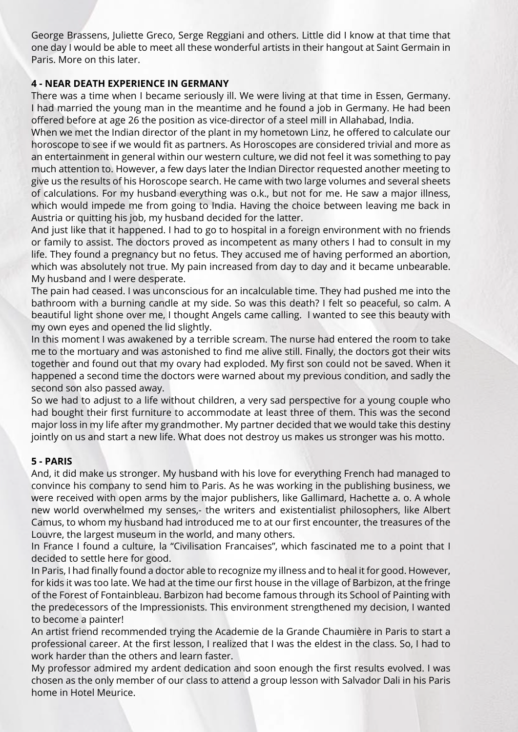George Brassens, Juliette Greco, Serge Reggiani and others. Little did I know at that time that one day I would be able to meet all these wonderful artists in their hangout at Saint Germain in Paris. More on this later.

## 4 - NEAR DEATH EXPERIENCE IN GERMANY

There was a time when I became seriously ill. We were living at that time in Essen, Germany. I had married the young man in the meantime and he found a job in Germany. He had been offered before at age 26 the position as vice-director of a steel mill in Allahabad, India.

When we met the Indian director of the plant in my hometown Linz, he offered to calculate our horoscope to see if we would fit as partners. As Horoscopes are considered trivial and more as an entertainment in general within our western culture, we did not feel it was something to pay much attention to. However, a few days later the Indian Director requested another meeting to give us the results of his Horoscope search. He came with two large volumes and several sheets of calculations. For my husband everything was o.k., but not for me. He saw a major illness, which would impede me from going to India. Having the choice between leaving me back in Austria or quitting his job, my husband decided for the latter.

And just like that it happened. I had to go to hospital in a foreign environment with no friends or family to assist. The doctors proved as incompetent as many others I had to consult in my life. They found a pregnancy but no fetus. They accused me of having performed an abortion, which was absolutely not true. My pain increased from day to day and it became unbearable. My husband and I were desperate.

The pain had ceased. I was unconscious for an incalculable time. They had pushed me into the bathroom with a burning candle at my side. So was this death? I felt so peaceful, so calm. A beautiful light shone over me, I thought Angels came calling. I wanted to see this beauty with my own eyes and opened the lid slightly.

In this moment I was awakened by a terrible scream. The nurse had entered the room to take me to the mortuary and was astonished to find me alive still. Finally, the doctors got their wits together and found out that my ovary had exploded. My first son could not be saved. When it happened a second time the doctors were warned about my previous condition, and sadly the second son also passed away.

So we had to adjust to a life without children, a very sad perspective for a young couple who had bought their first furniture to accommodate at least three of them. This was the second major loss in my life after my grandmother. My partner decided that we would take this destiny jointly on us and start a new life. What does not destroy us makes us stronger was his motto.

## 5 - PARIS

And, it did make us stronger. My husband with his love for everything French had managed to convince his company to send him to Paris. As he was working in the publishing business, we were received with open arms by the major publishers, like Gallimard, Hachette a. o. A whole new world overwhelmed my senses,- the writers and existentialist philosophers, like Albert Camus, to whom my husband had introduced me to at our first encounter, the treasures of the Louvre, the largest museum in the world, and many others.

In France I found a culture, la "Civilisation Francaises", which fascinated me to a point that I decided to settle here for good.

In Paris, I had finally found a doctor able to recognize my illness and to heal it for good. However, for kids it was too late. We had at the time our first house in the village of Barbizon, at the fringe of the Forest of Fontainbleau. Barbizon had become famous through its School of Painting with the predecessors of the Impressionists. This environment strengthened my decision, I wanted to become a painter!

An artist friend recommended trying the Academie de la Grande Chaumière in Paris to start a professional career. At the first lesson, I realized that I was the eldest in the class. So, I had to work harder than the others and learn faster.

My professor admired my ardent dedication and soon enough the first results evolved. I was chosen as the only member of our class to attend a group lesson with Salvador Dali in his Paris home in Hotel Meurice.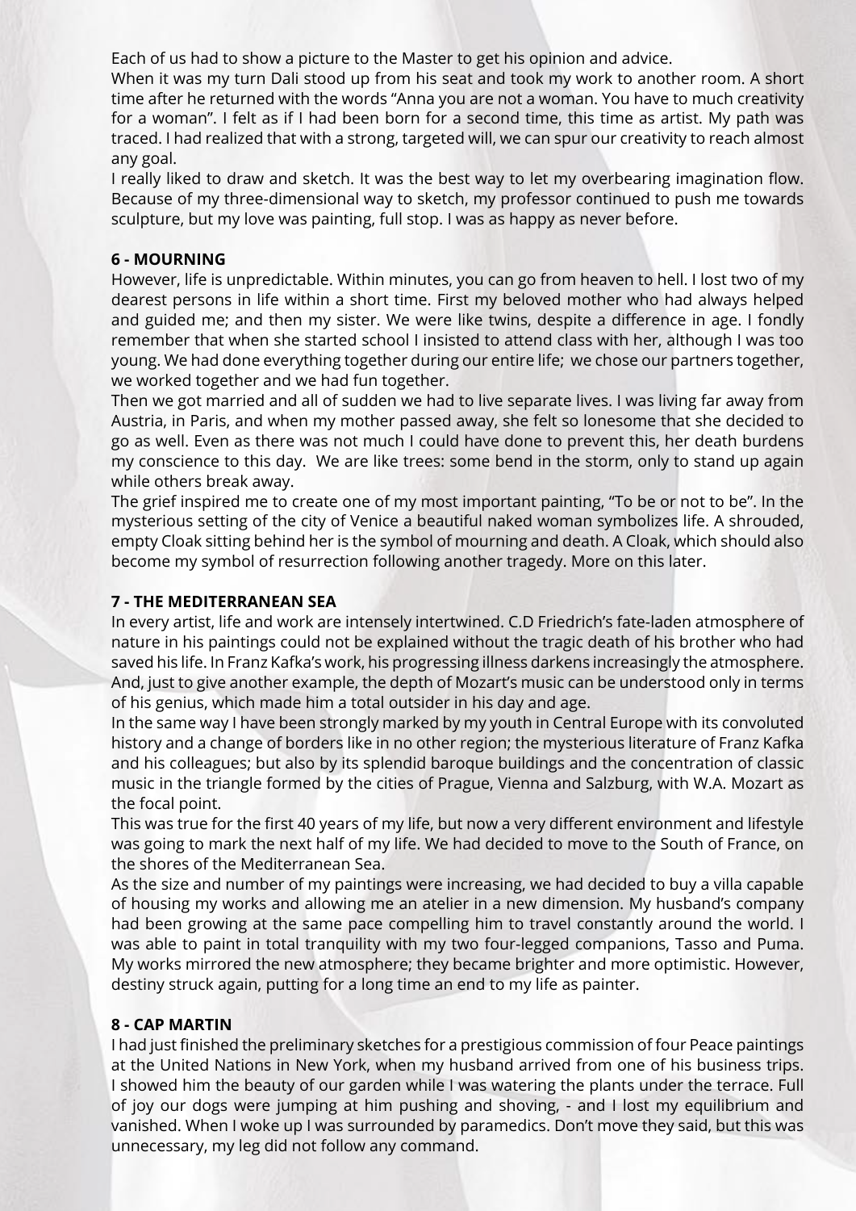Each of us had to show a picture to the Master to get his opinion and advice.

When it was my turn Dali stood up from his seat and took my work to another room. A short time after he returned with the words "Anna you are not a woman. You have to much creativity for a woman". I felt as if I had been born for a second time, this time as artist. My path was traced. I had realized that with a strong, targeted will, we can spur our creativity to reach almost any goal.

I really liked to draw and sketch. It was the best way to let my overbearing imagination flow. Because of my three-dimensional way to sketch, my professor continued to push me towards sculpture, but my love was painting, full stop. I was as happy as never before.

**6 - MOURNING**

However, life is unpredictable. Within minutes, you can go from heaven to hell. I lost two of my dearest persons in life within a short time. First my beloved mother who had always helped and guided me; and then my sister. We were like twins, despite a difference in age. I fondly remember that when she started school I insisted to attend class with her, although I was too young. We had done everything together during our entire life; we chose our partners together, we worked together and we had fun together.

Then we got married and all of sudden we had to live separate lives. I was living far away from Austria, in Paris, and when my mother passed away, she felt so lonesome that she decided to go as well. Even as there was not much I could have done to prevent this, her death burdens my conscience to this day. We are like trees: some bend in the storm, only to stand up again while others break away.

The grief inspired me to create one of my most important painting, "To be or not to be". In the mysterious setting of the city of Venice a beautiful naked woman symbolizes life. A shrouded, empty Cloak sitting behind her is the symbol of mourning and death. A Cloak, which should also become my symbol of resurrection following another tragedy. More on this later.

**7 - THE MEDITERRANEAN SEA**

In every artist, life and work are intensely intertwined. C.D Friedrich's fate-laden atmosphere of nature in his paintings could not be explained without the tragic death of his brother who had saved his life. In Franz Kafka's work, his progressing illness darkens increasingly the atmosphere. And, just to give another example, the depth of Mozart's music can be understood only in terms of his genius, which made him a total outsider in his day and age.

In the same way I have been strongly marked by my youth in Central Europe with its convoluted history and a change of borders like in no other region; the mysterious literature of Franz Kafka and his colleagues; but also by its splendid baroque buildings and the concentration of classic music in the triangle formed by the cities of Prague, Vienna and Salzburg, with W.A. Mozart as the focal point.

This was true for the first 40 years of my life, but now a very different environment and lifestyle was going to mark the next half of my life. We had decided to move to the South of France, on the shores of the Mediterranean Sea.

As the size and number of my paintings were increasing, we had decided to buy a villa capable of housing my works and allowing me an atelier in a new dimension. My husband's company had been growing at the same pace compelling him to travel constantly around the world. I was able to paint in total tranquility with my two four-legged companions, Tasso and Puma. My works mirrored the new atmosphere; they became brighter and more optimistic. However, destiny struck again, putting for a long time an end to my life as painter.

**8 - CAP MARTIN**

I had just finished the preliminary sketches for a prestigious commission of four Peace paintings at the United Nations in New York, when my husband arrived from one of his business trips. I showed him the beauty of our garden while I was watering the plants under the terrace. Full of joy our dogs were jumping at him pushing and shoving, - and I lost my equilibrium and vanished. When I woke up I was surrounded by paramedics. Don't move they said, but this was unnecessary, my leg did not follow any command.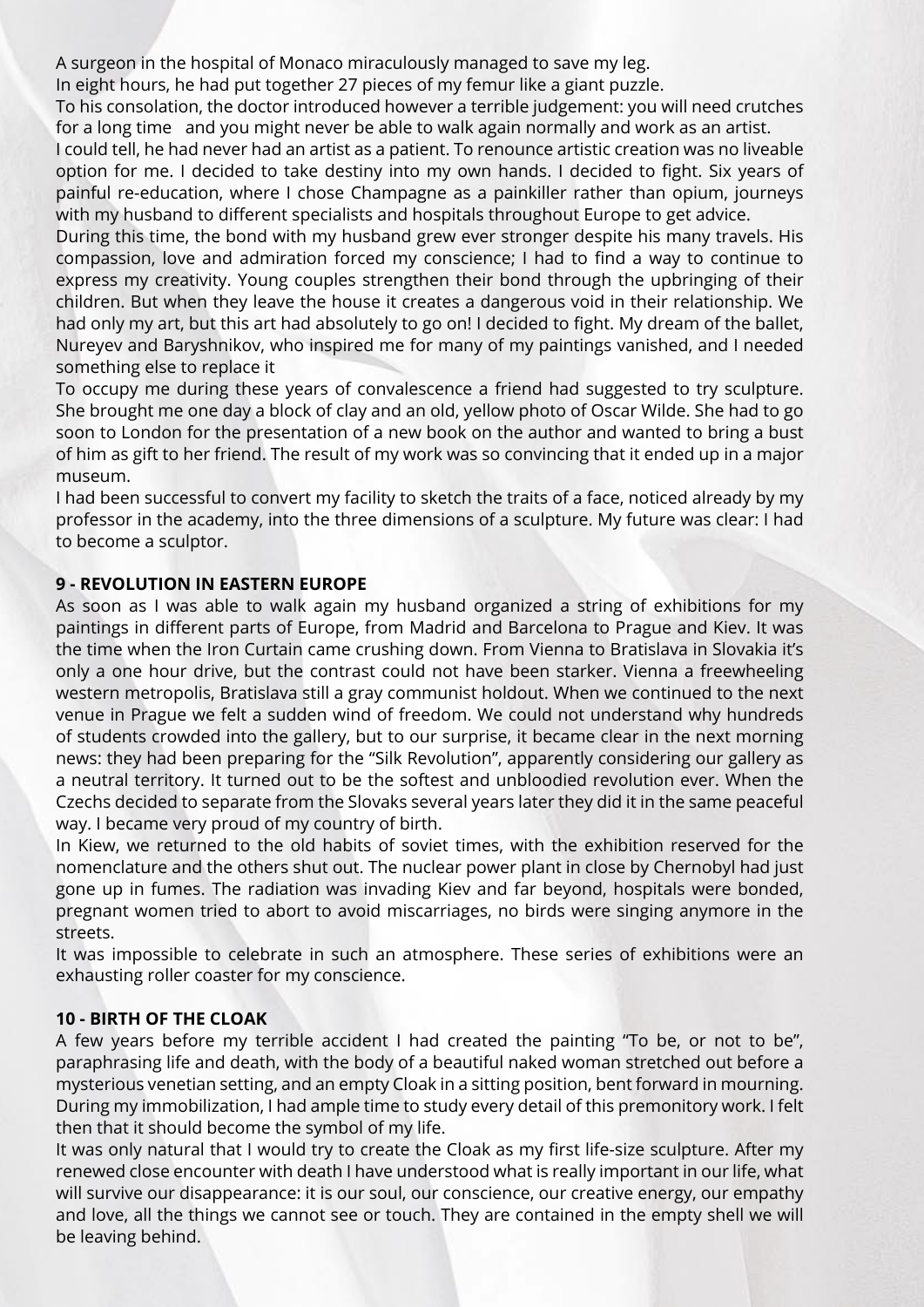A surgeon in the hospital of Monaco miraculously managed to save my leg.
In eight hours, he had put together 27 pieces of my femur like a giant puzzle.
To his consolation, the doctor introduced however a terrible judgement: you will need crutches for a long time and you might never be able to walk again normally and work as an artist.
I could tell, he had never had an artist as a patient. To renounce artistic creation was no liveable option for me. I decided to take destiny into my own hands. I decided to fight. Six years of painful re-education, where I chose Champagne as a painkiller rather than opium, journeys with my husband to different specialists and hospitals throughout Europe to get advice.
During this time, the bond with my husband grew ever stronger despite his many travels. His compassion, love and admiration forced my conscience; I had to find a way to continue to express my creativity. Young couples strengthen their bond through the upbringing of their children. But when they leave the house it creates a dangerous void in their relationship. We had only my art, but this art had absolutely to go on! I decided to fight. My dream of the ballet, Nureyev and Baryshnikov, who inspired me for many of my paintings vanished, and I needed something else to replace it
To occupy me during these years of convalescence a friend had suggested to try sculpture. She brought me one day a block of clay and an old, yellow photo of Oscar Wilde. She had to go soon to London for the presentation of a new book on the author and wanted to bring a bust of him as gift to her friend. The result of my work was so convincing that it ended up in a major museum.
I had been successful to convert my facility to sketch the traits of a face, noticed already by my professor in the academy, into the three dimensions of a sculpture. My future was clear: I had to become a sculptor.

## 9 - REVOLUTION IN EASTERN EUROPE

As soon as I was able to walk again my husband organized a string of exhibitions for my paintings in different parts of Europe, from Madrid and Barcelona to Prague and Kiev. It was the time when the Iron Curtain came crushing down. From Vienna to Bratislava in Slovakia it's only a one hour drive, but the contrast could not have been starker. Vienna a freewheeling western metropolis, Bratislava still a gray communist holdout. When we continued to the next venue in Prague we felt a sudden wind of freedom. We could not understand why hundreds of students crowded into the gallery, but to our surprise, it became clear in the next morning news: they had been preparing for the "Silk Revolution", apparently considering our gallery as a neutral territory. It turned out to be the softest and unbloodied revolution ever. When the Czechs decided to separate from the Slovaks several years later they did it in the same peaceful way. I became very proud of my country of birth.
In Kiew, we returned to the old habits of soviet times, with the exhibition reserved for the nomenclature and the others shut out. The nuclear power plant in close by Chernobyl had just gone up in fumes. The radiation was invading Kiev and far beyond, hospitals were bonded, pregnant women tried to abort to avoid miscarriages, no birds were singing anymore in the streets.
It was impossible to celebrate in such an atmosphere. These series of exhibitions were an exhausting roller coaster for my conscience.

## 10 - BIRTH OF THE CLOAK

A few years before my terrible accident I had created the painting "To be, or not to be", paraphrasing life and death, with the body of a beautiful naked woman stretched out before a mysterious venetian setting, and an empty Cloak in a sitting position, bent forward in mourning. During my immobilization, I had ample time to study every detail of this premonitory work. I felt then that it should become the symbol of my life.
It was only natural that I would try to create the Cloak as my first life-size sculpture. After my renewed close encounter with death I have understood what is really important in our life, what will survive our disappearance: it is our soul, our conscience, our creative energy, our empathy and love, all the things we cannot see or touch. They are contained in the empty shell we will be leaving behind.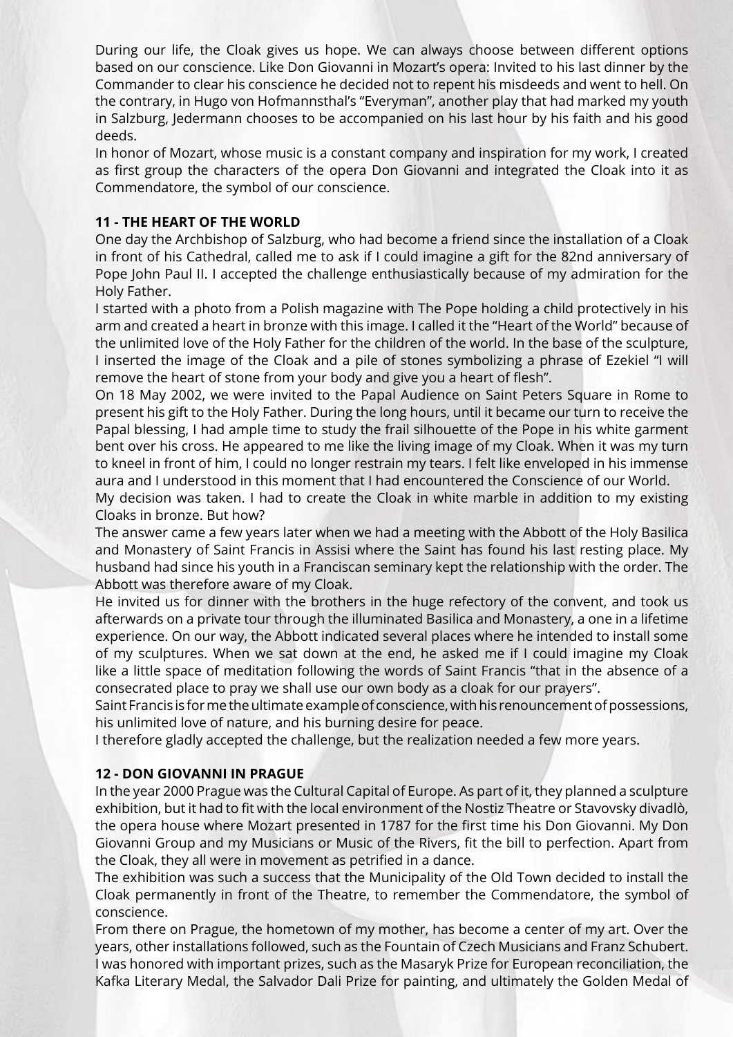During our life, the Cloak gives us hope. We can always choose between different options based on our conscience. Like Don Giovanni in Mozart's opera: Invited to his last dinner by the Commander to clear his conscience he decided not to repent his misdeeds and went to hell. On the contrary, in Hugo von Hofmannsthal's "Everyman", another play that had marked my youth in Salzburg, Jedermann chooses to be accompanied on his last hour by his faith and his good deeds.
In honor of Mozart, whose music is a constant company and inspiration for my work, I created as first group the characters of the opera Don Giovanni and integrated the Cloak into it as Commendatore, the symbol of our conscience.

**11 - THE HEART OF THE WORLD**

One day the Archbishop of Salzburg, who had become a friend since the installation of a Cloak in front of his Cathedral, called me to ask if I could imagine a gift for the 82nd anniversary of Pope John Paul II. I accepted the challenge enthusiastically because of my admiration for the Holy Father.
I started with a photo from a Polish magazine with The Pope holding a child protectively in his arm and created a heart in bronze with this image. I called it the "Heart of the World" because of the unlimited love of the Holy Father for the children of the world. In the base of the sculpture, I inserted the image of the Cloak and a pile of stones symbolizing a phrase of Ezekiel "I will remove the heart of stone from your body and give you a heart of flesh".
On 18 May 2002, we were invited to the Papal Audience on Saint Peters Square in Rome to present his gift to the Holy Father. During the long hours, until it became our turn to receive the Papal blessing, I had ample time to study the frail silhouette of the Pope in his white garment bent over his cross. He appeared to me like the living image of my Cloak. When it was my turn to kneel in front of him, I could no longer restrain my tears. I felt like enveloped in his immense aura and I understood in this moment that I had encountered the Conscience of our World.
My decision was taken. I had to create the Cloak in white marble in addition to my existing Cloaks in bronze. But how?
The answer came a few years later when we had a meeting with the Abbott of the Holy Basilica and Monastery of Saint Francis in Assisi where the Saint has found his last resting place. My husband had since his youth in a Franciscan seminary kept the relationship with the order. The Abbott was therefore aware of my Cloak.
He invited us for dinner with the brothers in the huge refectory of the convent, and took us afterwards on a private tour through the illuminated Basilica and Monastery, a one in a lifetime experience. On our way, the Abbott indicated several places where he intended to install some of my sculptures. When we sat down at the end, he asked me if I could imagine my Cloak like a little space of meditation following the words of Saint Francis "that in the absence of a consecrated place to pray we shall use our own body as a cloak for our prayers".
Saint Francis is for me the ultimate example of conscience, with his renouncement of possessions, his unlimited love of nature, and his burning desire for peace.
I therefore gladly accepted the challenge, but the realization needed a few more years.

**12 - DON GIOVANNI IN PRAGUE**

In the year 2000 Prague was the Cultural Capital of Europe. As part of it, they planned a sculpture exhibition, but it had to fit with the local environment of the Nostiz Theatre or Stavovsky divadlò, the opera house where Mozart presented in 1787 for the first time his Don Giovanni. My Don Giovanni Group and my Musicians or Music of the Rivers, fit the bill to perfection. Apart from the Cloak, they all were in movement as petrified in a dance.
The exhibition was such a success that the Municipality of the Old Town decided to install the Cloak permanently in front of the Theatre, to remember the Commendatore, the symbol of conscience.
From there on Prague, the hometown of my mother, has become a center of my art. Over the years, other installations followed, such as the Fountain of Czech Musicians and Franz Schubert. I was honored with important prizes, such as the Masaryk Prize for European reconciliation, the Kafka Literary Medal, the Salvador Dali Prize for painting, and ultimately the Golden Medal of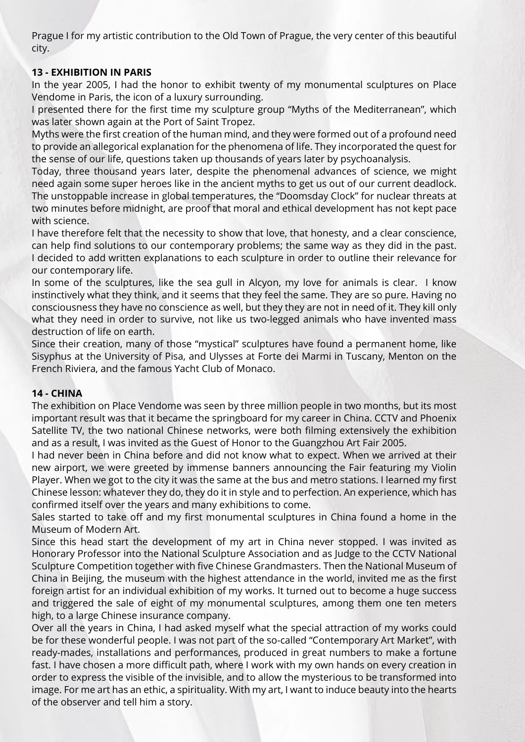Prague I for my artistic contribution to the Old Town of Prague, the very center of this beautiful city.

**13 - EXHIBITION IN PARIS**

In the year 2005, I had the honor to exhibit twenty of my monumental sculptures on Place Vendome in Paris, the icon of a luxury surrounding.

I presented there for the first time my sculpture group "Myths of the Mediterranean", which was later shown again at the Port of Saint Tropez.

Myths were the first creation of the human mind, and they were formed out of a profound need to provide an allegorical explanation for the phenomena of life. They incorporated the quest for the sense of our life, questions taken up thousands of years later by psychoanalysis.

Today, three thousand years later, despite the phenomenal advances of science, we might need again some super heroes like in the ancient myths to get us out of our current deadlock. The unstoppable increase in global temperatures, the "Doomsday Clock" for nuclear threats at two minutes before midnight, are proof that moral and ethical development has not kept pace with science.

I have therefore felt that the necessity to show that love, that honesty, and a clear conscience, can help find solutions to our contemporary problems; the same way as they did in the past. I decided to add written explanations to each sculpture in order to outline their relevance for our contemporary life.

In some of the sculptures, like the sea gull in Alcyon, my love for animals is clear. I know instinctively what they think, and it seems that they feel the same. They are so pure. Having no consciousness they have no conscience as well, but they they are not in need of it. They kill only what they need in order to survive, not like us two-legged animals who have invented mass destruction of life on earth.

Since their creation, many of those "mystical" sculptures have found a permanent home, like Sisyphus at the University of Pisa, and Ulysses at Forte dei Marmi in Tuscany, Menton on the French Riviera, and the famous Yacht Club of Monaco.

**14 - CHINA**

The exhibition on Place Vendome was seen by three million people in two months, but its most important result was that it became the springboard for my career in China. CCTV and Phoenix Satellite TV, the two national Chinese networks, were both filming extensively the exhibition and as a result, I was invited as the Guest of Honor to the Guangzhou Art Fair 2005.

I had never been in China before and did not know what to expect. When we arrived at their new airport, we were greeted by immense banners announcing the Fair featuring my Violin Player. When we got to the city it was the same at the bus and metro stations. I learned my first Chinese lesson: whatever they do, they do it in style and to perfection. An experience, which has confirmed itself over the years and many exhibitions to come.

Sales started to take off and my first monumental sculptures in China found a home in the Museum of Modern Art.

Since this head start the development of my art in China never stopped. I was invited as Honorary Professor into the National Sculpture Association and as Judge to the CCTV National Sculpture Competition together with five Chinese Grandmasters. Then the National Museum of China in Beijing, the museum with the highest attendance in the world, invited me as the first foreign artist for an individual exhibition of my works. It turned out to become a huge success and triggered the sale of eight of my monumental sculptures, among them one ten meters high, to a large Chinese insurance company.

Over all the years in China, I had asked myself what the special attraction of my works could be for these wonderful people. I was not part of the so-called "Contemporary Art Market", with ready-mades, installations and performances, produced in great numbers to make a fortune fast. I have chosen a more difficult path, where I work with my own hands on every creation in order to express the visible of the invisible, and to allow the mysterious to be transformed into image. For me art has an ethic, a spirituality. With my art, I want to induce beauty into the hearts of the observer and tell him a story.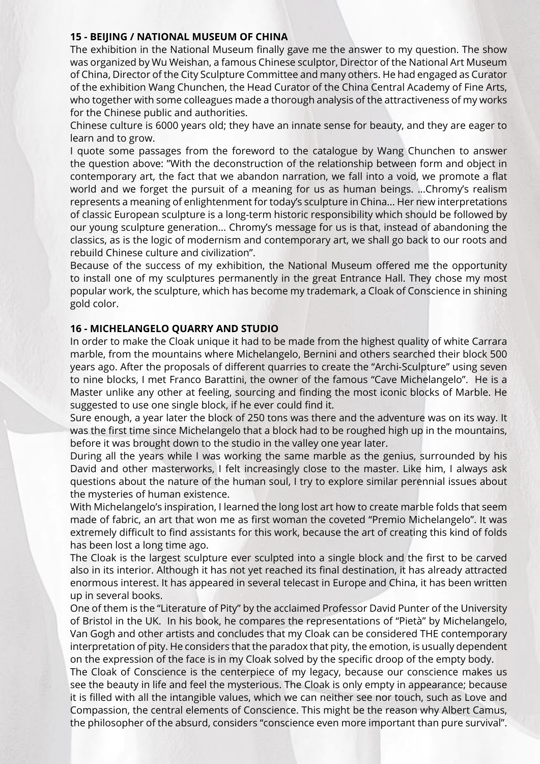### 15 - BEIJING / NATIONAL MUSEUM OF CHINA

The exhibition in the National Museum finally gave me the answer to my question. The show was organized by Wu Weishan, a famous Chinese sculptor, Director of the National Art Museum of China, Director of the City Sculpture Committee and many others. He had engaged as Curator of the exhibition Wang Chunchen, the Head Curator of the China Central Academy of Fine Arts, who together with some colleagues made a thorough analysis of the attractiveness of my works for the Chinese public and authorities.

Chinese culture is 6000 years old; they have an innate sense for beauty, and they are eager to learn and to grow.

I quote some passages from the foreword to the catalogue by Wang Chunchen to answer the question above: "With the deconstruction of the relationship between form and object in contemporary art, the fact that we abandon narration, we fall into a void, we promote a flat world and we forget the pursuit of a meaning for us as human beings. ...Chromy's realism represents a meaning of enlightenment for today's sculpture in China... Her new interpretations of classic European sculpture is a long-term historic responsibility which should be followed by our young sculpture generation... Chromy's message for us is that, instead of abandoning the classics, as is the logic of modernism and contemporary art, we shall go back to our roots and rebuild Chinese culture and civilization".

Because of the success of my exhibition, the National Museum offered me the opportunity to install one of my sculptures permanently in the great Entrance Hall. They chose my most popular work, the sculpture, which has become my trademark, a Cloak of Conscience in shining gold color.

### 16 - MICHELANGELO QUARRY AND STUDIO

In order to make the Cloak unique it had to be made from the highest quality of white Carrara marble, from the mountains where Michelangelo, Bernini and others searched their block 500 years ago. After the proposals of different quarries to create the "Archi-Sculpture" using seven to nine blocks, I met Franco Barattini, the owner of the famous "Cave Michelangelo". He is a Master unlike any other at feeling, sourcing and finding the most iconic blocks of Marble. He suggested to use one single block, if he ever could find it.

Sure enough, a year later the block of 250 tons was there and the adventure was on its way. It was the first time since Michelangelo that a block had to be roughed high up in the mountains, before it was brought down to the studio in the valley one year later.

During all the years while I was working the same marble as the genius, surrounded by his David and other masterworks, I felt increasingly close to the master. Like him, I always ask questions about the nature of the human soul, I try to explore similar perennial issues about the mysteries of human existence.

With Michelangelo's inspiration, I learned the long lost art how to create marble folds that seem made of fabric, an art that won me as first woman the coveted "Premio Michelangelo". It was extremely difficult to find assistants for this work, because the art of creating this kind of folds has been lost a long time ago.

The Cloak is the largest sculpture ever sculpted into a single block and the first to be carved also in its interior. Although it has not yet reached its final destination, it has already attracted enormous interest. It has appeared in several telecast in Europe and China, it has been written up in several books.

One of them is the "Literature of Pity" by the acclaimed Professor David Punter of the University of Bristol in the UK. In his book, he compares the representations of "Pietà" by Michelangelo, Van Gogh and other artists and concludes that my Cloak can be considered THE contemporary interpretation of pity. He considers that the paradox that pity, the emotion, is usually dependent on the expression of the face is in my Cloak solved by the specific droop of the empty body.

The Cloak of Conscience is the centerpiece of my legacy, because our conscience makes us see the beauty in life and feel the mysterious. The Cloak is only empty in appearance; because it is filled with all the intangible values, which we can neither see nor touch, such as Love and Compassion, the central elements of Conscience. This might be the reason why Albert Camus, the philosopher of the absurd, considers "conscience even more important than pure survival".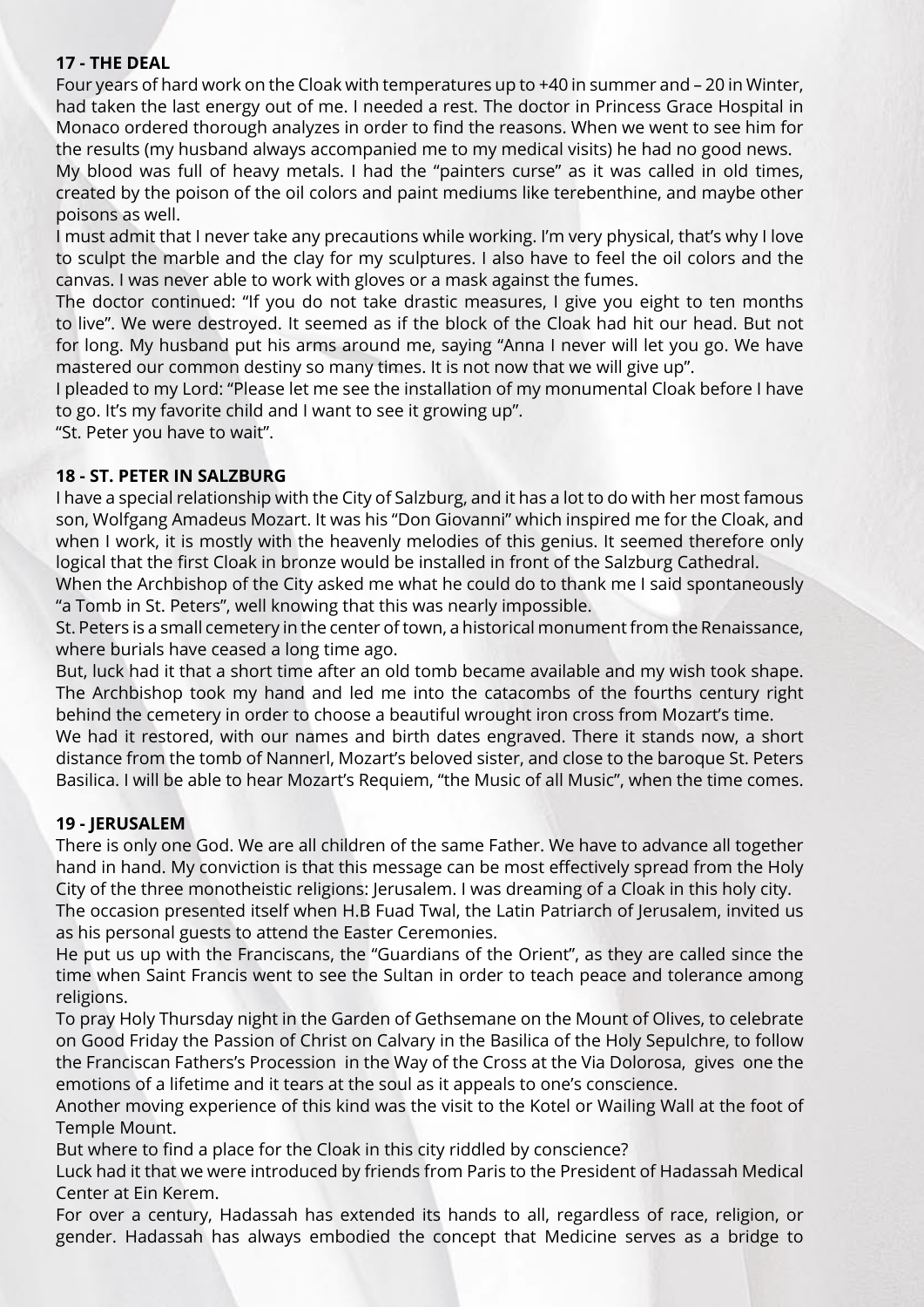## 17 - THE DEAL

Four years of hard work on the Cloak with temperatures up to +40 in summer and – 20 in Winter, had taken the last energy out of me. I needed a rest. The doctor in Princess Grace Hospital in Monaco ordered thorough analyzes in order to find the reasons. When we went to see him for the results (my husband always accompanied me to my medical visits) he had no good news.

My blood was full of heavy metals. I had the "painters curse" as it was called in old times, created by the poison of the oil colors and paint mediums like terebenthine, and maybe other poisons as well.

I must admit that I never take any precautions while working. I'm very physical, that's why I love to sculpt the marble and the clay for my sculptures. I also have to feel the oil colors and the canvas. I was never able to work with gloves or a mask against the fumes.

The doctor continued: "If you do not take drastic measures, I give you eight to ten months to live". We were destroyed. It seemed as if the block of the Cloak had hit our head. But not for long. My husband put his arms around me, saying "Anna I never will let you go. We have mastered our common destiny so many times. It is not now that we will give up".

I pleaded to my Lord: "Please let me see the installation of my monumental Cloak before I have to go. It's my favorite child and I want to see it growing up".

"St. Peter you have to wait".

## 18 - ST. PETER IN SALZBURG

I have a special relationship with the City of Salzburg, and it has a lot to do with her most famous son, Wolfgang Amadeus Mozart. It was his "Don Giovanni" which inspired me for the Cloak, and when I work, it is mostly with the heavenly melodies of this genius. It seemed therefore only logical that the first Cloak in bronze would be installed in front of the Salzburg Cathedral.

When the Archbishop of the City asked me what he could do to thank me I said spontaneously "a Tomb in St. Peters", well knowing that this was nearly impossible.

St. Peters is a small cemetery in the center of town, a historical monument from the Renaissance, where burials have ceased a long time ago.

But, luck had it that a short time after an old tomb became available and my wish took shape. The Archbishop took my hand and led me into the catacombs of the fourths century right behind the cemetery in order to choose a beautiful wrought iron cross from Mozart's time.

We had it restored, with our names and birth dates engraved. There it stands now, a short distance from the tomb of Nannerl, Mozart's beloved sister, and close to the baroque St. Peters Basilica. I will be able to hear Mozart's Requiem, "the Music of all Music", when the time comes.

## 19 - JERUSALEM

There is only one God. We are all children of the same Father. We have to advance all together hand in hand. My conviction is that this message can be most effectively spread from the Holy City of the three monotheistic religions: Jerusalem. I was dreaming of a Cloak in this holy city.

The occasion presented itself when H.B Fuad Twal, the Latin Patriarch of Jerusalem, invited us as his personal guests to attend the Easter Ceremonies.

He put us up with the Franciscans, the "Guardians of the Orient", as they are called since the time when Saint Francis went to see the Sultan in order to teach peace and tolerance among religions.

To pray Holy Thursday night in the Garden of Gethsemane on the Mount of Olives, to celebrate on Good Friday the Passion of Christ on Calvary in the Basilica of the Holy Sepulchre, to follow the Franciscan Fathers's Procession in the Way of the Cross at the Via Dolorosa, gives one the emotions of a lifetime and it tears at the soul as it appeals to one's conscience.

Another moving experience of this kind was the visit to the Kotel or Wailing Wall at the foot of Temple Mount.

But where to find a place for the Cloak in this city riddled by conscience?

Luck had it that we were introduced by friends from Paris to the President of Hadassah Medical Center at Ein Kerem.

For over a century, Hadassah has extended its hands to all, regardless of race, religion, or gender. Hadassah has always embodied the concept that Medicine serves as a bridge to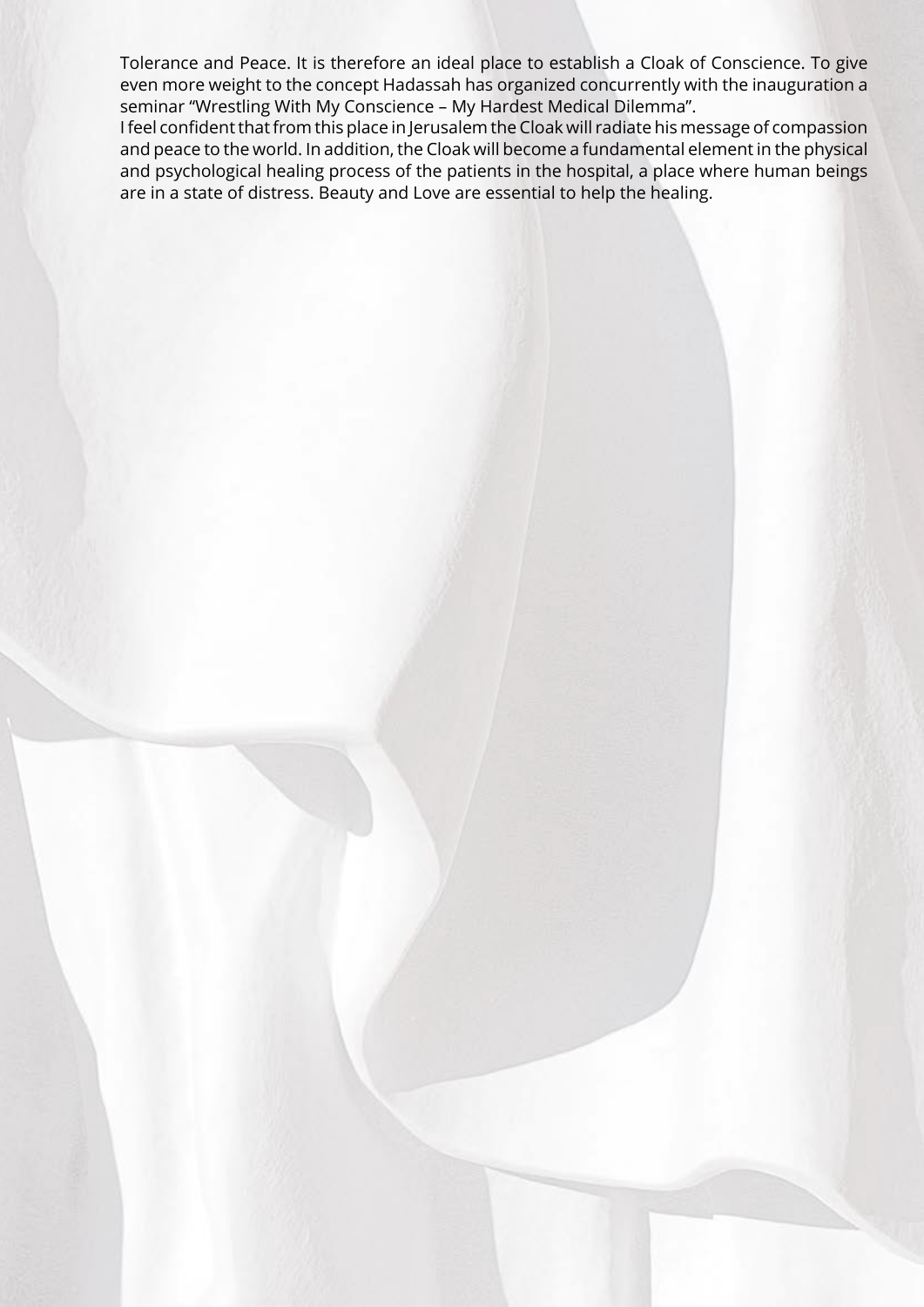Tolerance and Peace. It is therefore an ideal place to establish a Cloak of Conscience. To give even more weight to the concept Hadassah has organized concurrently with the inauguration a seminar "Wrestling With My Conscience – My Hardest Medical Dilemma".

I feel confident that from this place in Jerusalem the Cloak will radiate his message of compassion and peace to the world. In addition, the Cloak will become a fundamental element in the physical and psychological healing process of the patients in the hospital, a place where human beings are in a state of distress. Beauty and Love are essential to help the healing.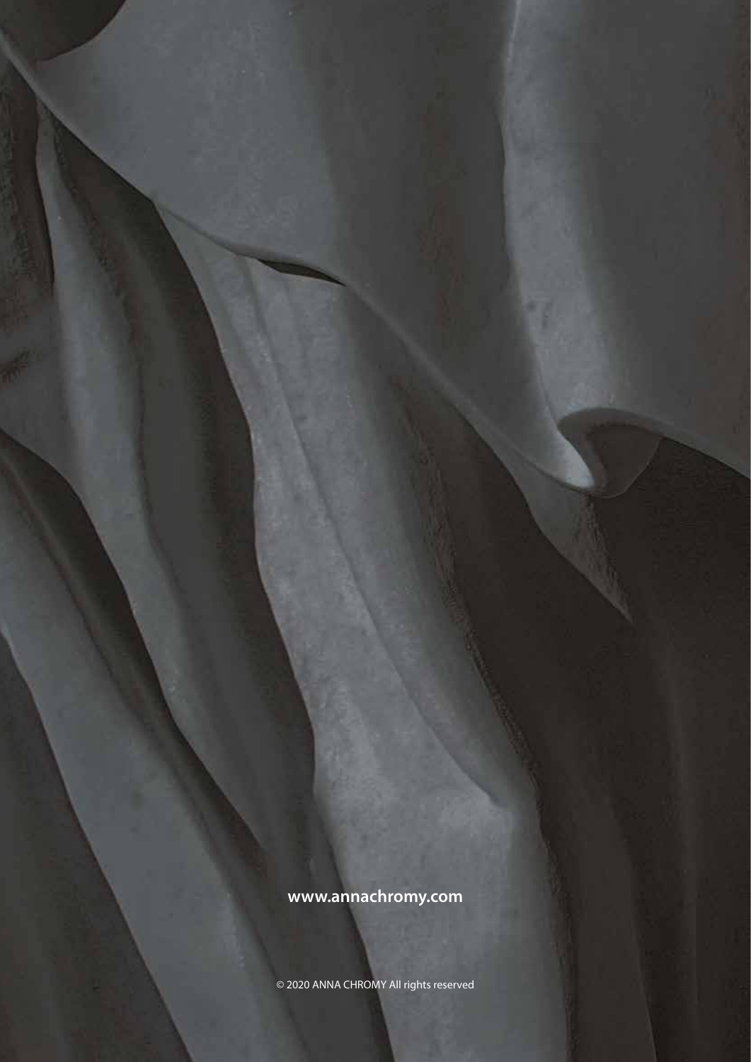**www.annachromy.com**

© 2020 ANNA CHROMY All rights reserved